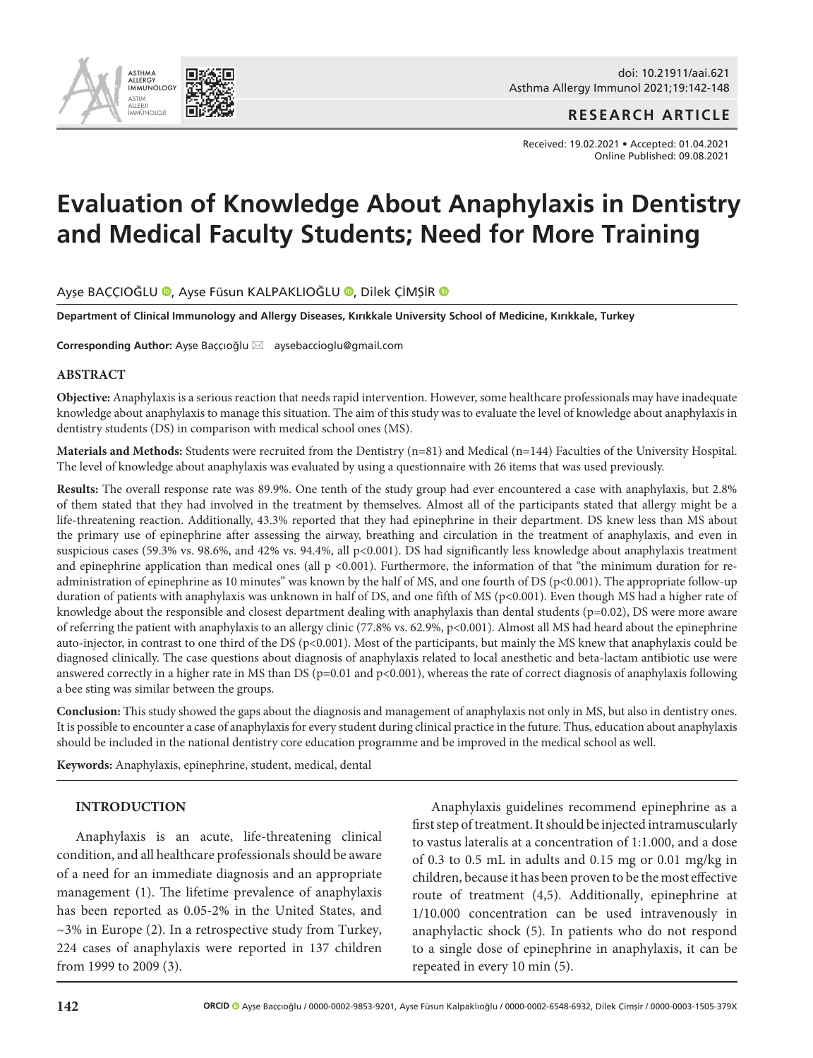RESEARCH ARTICLE

Received: 19.02.2021 • Accepted: 01.04.2021
Online Published: 09.08.2021

# Evaluation of Knowledge About Anaphylaxis in Dentistry and Medical Faculty Students; Need for More Training

Ayşe BAÇÇIOĞLU, Ayse Füsun KALPAKLIOĞLU, Dilek ÇİMŞİR

**Department of Clinical Immunology and Allergy Diseases, Kırıkkale University School of Medicine, Kırıkkale, Turkey**

**Corresponding Author:** Ayşe Baççıoğlu aysebaccioglu@gmail.com

## ABSTRACT

**Objective:** Anaphylaxis is a serious reaction that needs rapid intervention. However, some healthcare professionals may have inadequate knowledge about anaphylaxis to manage this situation. The aim of this study was to evaluate the level of knowledge about anaphylaxis in dentistry students (DS) in comparison with medical school ones (MS).

**Materials and Methods:** Students were recruited from the Dentistry (n=81) and Medical (n=144) Faculties of the University Hospital. The level of knowledge about anaphylaxis was evaluated by using a questionnaire with 26 items that was used previously.

**Results:** The overall response rate was 89.9%. One tenth of the study group had ever encountered a case with anaphylaxis, but 2.8% of them stated that they had involved in the treatment by themselves. Almost all of the participants stated that allergy might be a life-threatening reaction. Additionally, 43.3% reported that they had epinephrine in their department. DS knew less than MS about the primary use of epinephrine after assessing the airway, breathing and circulation in the treatment of anaphylaxis, and even in suspicious cases (59.3% vs. 98.6%, and 42% vs. 94.4%, all $p<0.001$). DS had significantly less knowledge about anaphylaxis treatment and epinephrine application than medical ones (all $p<0.001$). Furthermore, the information of that "the minimum duration for re-administration of epinephrine as 10 minutes" was known by the half of MS, and one fourth of DS ($p<0.001$). The appropriate follow-up duration of patients with anaphylaxis was unknown in half of DS, and one fifth of MS ($p<0.001$). Even though MS had a higher rate of knowledge about the responsible and closest department dealing with anaphylaxis than dental students ($p=0.02$), DS were more aware of referring the patient with anaphylaxis to an allergy clinic (77.8% vs. 62.9%, $p<0.001$). Almost all MS had heard about the epinephrine auto-injector, in contrast to one third of the DS ($p<0.001$). Most of the participants, but mainly the MS knew that anaphylaxis could be diagnosed clinically. The case questions about diagnosis of anaphylaxis related to local anesthetic and beta-lactam antibiotic use were answered correctly in a higher rate in MS than DS ($p=0.01$ and $p<0.001$), whereas the rate of correct diagnosis of anaphylaxis following a bee sting was similar between the groups.

**Conclusion:** This study showed the gaps about the diagnosis and management of anaphylaxis not only in MS, but also in dentistry ones. It is possible to encounter a case of anaphylaxis for every student during clinical practice in the future. Thus, education about anaphylaxis should be included in the national dentistry core education programme and be improved in the medical school as well.

**Keywords:** Anaphylaxis, epinephrine, student, medical, dental

## INTRODUCTION

Anaphylaxis is an acute, life-threatening clinical condition, and all healthcare professionals should be aware of a need for an immediate diagnosis and an appropriate management (1). The lifetime prevalence of anaphylaxis has been reported as 0.05-2% in the United States, and ~3% in Europe (2). In a retrospective study from Turkey, 224 cases of anaphylaxis were reported in 137 children from 1999 to 2009 (3).

Anaphylaxis guidelines recommend epinephrine as a first step of treatment. It should be injected intramuscularly to vastus lateralis at a concentration of 1:1.000, and a dose of 0.3 to 0.5 mL in adults and 0.15 mg or 0.01 mg/kg in children, because it has been proven to be the most effective route of treatment (4,5). Additionally, epinephrine at 1/10.000 concentration can be used intravenously in anaphylactic shock (5). In patients who do not respond to a single dose of epinephrine in anaphylaxis, it can be repeated in every 10 min (5).

ORCID Ayşe Baççıoğlu / 0000-0002-9853-9201, Ayse Füsun Kalpaklıoğlu / 0000-0002-6548-6932, Dilek Çimşir / 0000-0003-1505-379X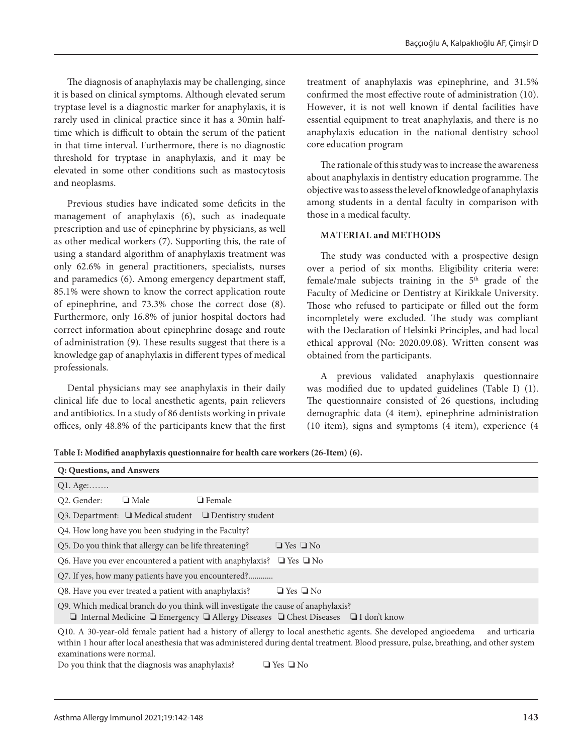The diagnosis of anaphylaxis may be challenging, since it is based on clinical symptoms. Although elevated serum tryptase level is a diagnostic marker for anaphylaxis, it is rarely used in clinical practice since it has a 30min half-time which is difficult to obtain the serum of the patient in that time interval. Furthermore, there is no diagnostic threshold for tryptase in anaphylaxis, and it may be elevated in some other conditions such as mastocytosis and neoplasms.

Previous studies have indicated some deficits in the management of anaphylaxis (6), such as inadequate prescription and use of epinephrine by physicians, as well as other medical workers (7). Supporting this, the rate of using a standard algorithm of anaphylaxis treatment was only 62.6% in general practitioners, specialists, nurses and paramedics (6). Among emergency department staff, 85.1% were shown to know the correct application route of epinephrine, and 73.3% chose the correct dose (8). Furthermore, only 16.8% of junior hospital doctors had correct information about epinephrine dosage and route of administration (9). These results suggest that there is a knowledge gap of anaphylaxis in different types of medical professionals.

Dental physicians may see anaphylaxis in their daily clinical life due to local anesthetic agents, pain relievers and antibiotics. In a study of 86 dentists working in private offices, only 48.8% of the participants knew that the first treatment of anaphylaxis was epinephrine, and 31.5% confirmed the most effective route of administration (10). However, it is not well known if dental facilities have essential equipment to treat anaphylaxis, and there is no anaphylaxis education in the national dentistry school core education program

The rationale of this study was to increase the awareness about anaphylaxis in dentistry education programme. The objective was to assess the level of knowledge of anaphylaxis among students in a dental faculty in comparison with those in a medical faculty.

## MATERIAL and METHODS

The study was conducted with a prospective design over a period of six months. Eligibility criteria were: female/male subjects training in the 5th grade of the Faculty of Medicine or Dentistry at Kirikkale University. Those who refused to participate or filled out the form incompletely were excluded. The study was compliant with the Declaration of Helsinki Principles, and had local ethical approval (No: 2020.09.08). Written consent was obtained from the participants.

A previous validated anaphylaxis questionnaire was modified due to updated guidelines (Table I) (1). The questionnaire consisted of 26 questions, including demographic data (4 item), epinephrine administration (10 item), signs and symptoms (4 item), experience (4

**Table I: Modified anaphylaxis questionnaire for health care workers (26-Item) (6).**

| Q: Questions, and Answers |
|---|
| Q1. Age:……. |
| Q2. Gender: ❑ Male ❑ Female |
| Q3. Department: ❑ Medical student ❑ Dentistry student |
| Q4. How long have you been studying in the Faculty? |
| Q5. Do you think that allergy can be life threatening? ❑ Yes ❑ No |
| Q6. Have you ever encountered a patient with anaphylaxis? ❑ Yes ❑ No |
| Q7. If yes, how many patients have you encountered?............ |
| Q8. Have you ever treated a patient with anaphylaxis? ❑ Yes ❑ No |
| Q9. Which medical branch do you think will investigate the cause of anaphylaxis? ❑ Internal Medicine ❑ Emergency ❑ Allergy Diseases ❑ Chest Diseases ❑ I don't know |
| Q10. A 30-year-old female patient had a history of allergy to local anesthetic agents. She developed angioedema and urticaria within 1 hour after local anesthesia that was administered during dental treatment. Blood pressure, pulse, breathing, and other system examinations were normal. Do you think that the diagnosis was anaphylaxis? ❑ Yes ❑ No |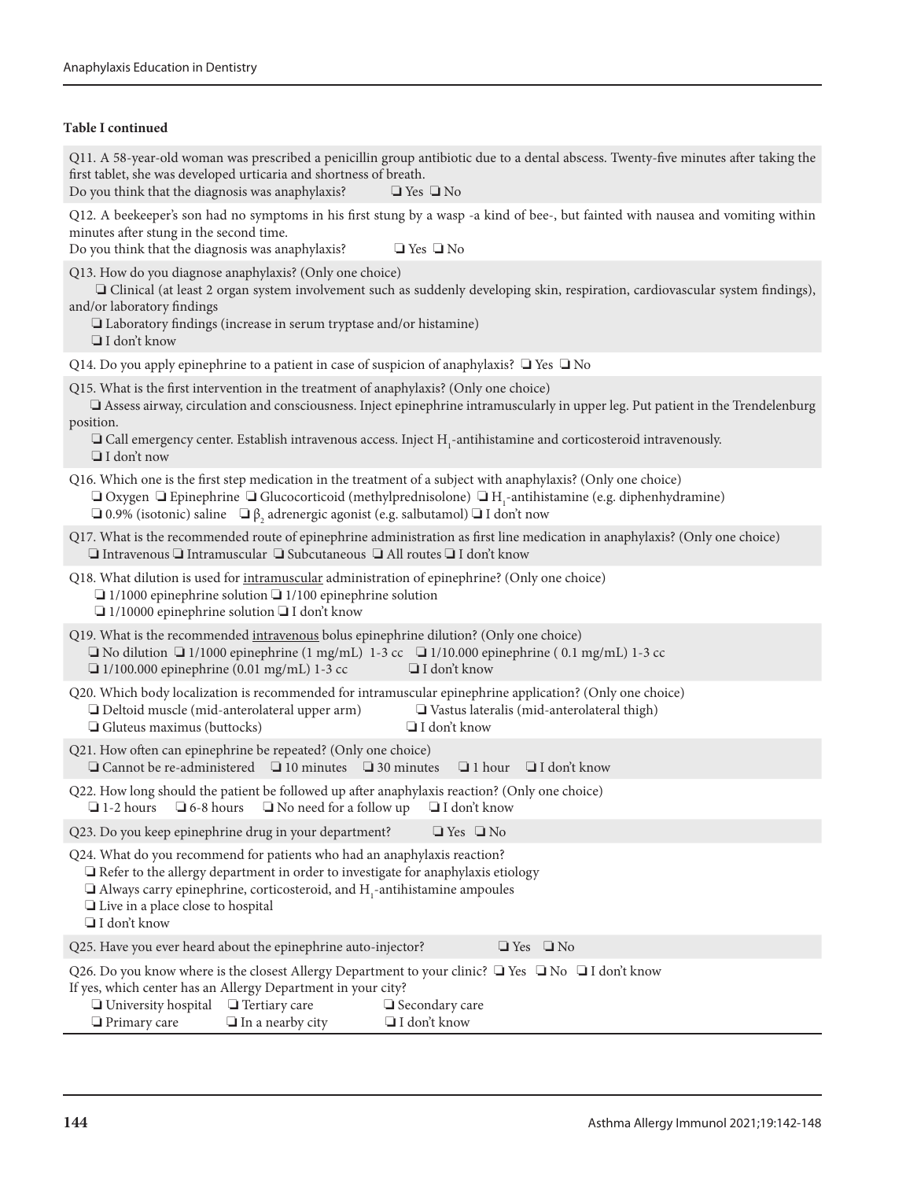**Table I continued**

Q11. A 58-year-old woman was prescribed a penicillin group antibiotic due to a dental abscess. Twenty-five minutes after taking the first tablet, she was developed urticaria and shortness of breath.
Do you think that the diagnosis was anaphylaxis? ❑ Yes ❑ No

Q12. A beekeeper's son had no symptoms in his first stung by a wasp -a kind of bee-, but fainted with nausea and vomiting within minutes after stung in the second time.
Do you think that the diagnosis was anaphylaxis? ❑ Yes ❑ No

Q13. How do you diagnose anaphylaxis? (Only one choice)
❑ Clinical (at least 2 organ system involvement such as suddenly developing skin, respiration, cardiovascular system findings), and/or laboratory findings
❑ Laboratory findings (increase in serum tryptase and/or histamine)
❑ I don't know

Q14. Do you apply epinephrine to a patient in case of suspicion of anaphylaxis? ❑ Yes ❑ No

Q15. What is the first intervention in the treatment of anaphylaxis? (Only one choice)
❑ Assess airway, circulation and consciousness. Inject epinephrine intramuscularly in upper leg. Put patient in the Trendelenburg position.
❑ Call emergency center. Establish intravenous access. Inject $H_1$-antihistamine and corticosteroid intravenously.
❑ I don't now

Q16. Which one is the first step medication in the treatment of a subject with anaphylaxis? (Only one choice)
❑ Oxygen ❑ Epinephrine ❑ Glucocorticoid (methylprednisolone) ❑ $H_1$-antihistamine (e.g. diphenhydramine)
❑ 0.9% (isotonic) saline ❑ $\beta_2$ adrenergic agonist (e.g. salbutamol) ❑ I don't now

Q17. What is the recommended route of epinephrine administration as first line medication in anaphylaxis? (Only one choice)
❑ Intravenous ❑ Intramuscular ❑ Subcutaneous ❑ All routes ❑ I don't know

Q18. What dilution is used for intramuscular administration of epinephrine? (Only one choice)
❑ 1/1000 epinephrine solution ❑ 1/100 epinephrine solution
❑ 1/10000 epinephrine solution ❑ I don't know

Q19. What is the recommended intravenous bolus epinephrine dilution? (Only one choice)
❑ No dilution ❑ 1/1000 epinephrine (1 mg/mL) 1-3 cc ❑ 1/10.000 epinephrine ( 0.1 mg/mL) 1-3 cc
❑ 1/100.000 epinephrine (0.01 mg/mL) 1-3 cc ❑ I don't know

Q20. Which body localization is recommended for intramuscular epinephrine application? (Only one choice)
❑ Deltoid muscle (mid-anterolateral upper arm) ❑ Vastus lateralis (mid-anterolateral thigh)
❑ Gluteus maximus (buttocks) ❑ I don't know

Q21. How often can epinephrine be repeated? (Only one choice)
❑ Cannot be re-administered ❑ 10 minutes ❑ 30 minutes ❑ 1 hour ❑ I don't know

Q22. How long should the patient be followed up after anaphylaxis reaction? (Only one choice)
❑ 1-2 hours ❑ 6-8 hours ❑ No need for a follow up ❑ I don't know

Q23. Do you keep epinephrine drug in your department? ❑ Yes ❑ No

Q24. What do you recommend for patients who had an anaphylaxis reaction?
❑ Refer to the allergy department in order to investigate for anaphylaxis etiology
❑ Always carry epinephrine, corticosteroid, and $H_1$-antihistamine ampoules
❑ Live in a place close to hospital
❑ I don't know

Q25. Have you ever heard about the epinephrine auto-injector? ❑ Yes ❑ No

Q26. Do you know where is the closest Allergy Department to your clinic? ❑ Yes ❑ No ❑ I don't know
If yes, which center has an Allergy Department in your city?
❑ University hospital ❑ Tertiary care ❑ Secondary care
❑ Primary care ❑ In a nearby city ❑ I don't know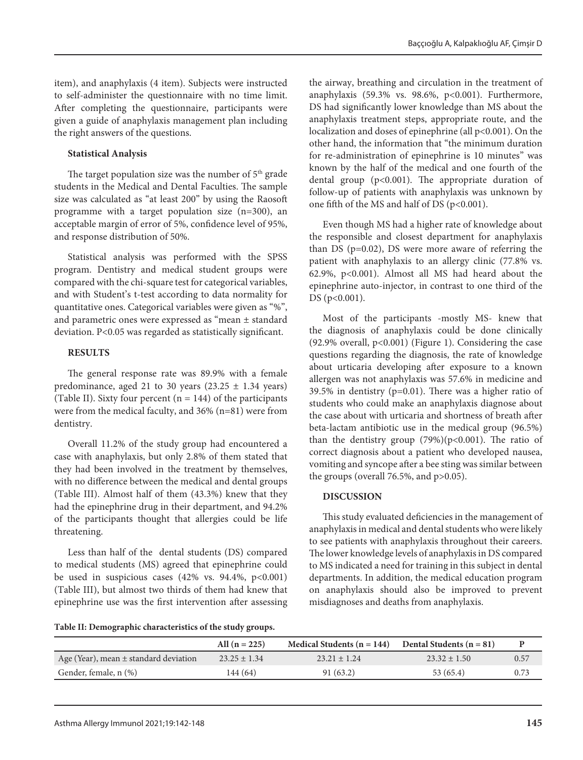item), and anaphylaxis (4 item). Subjects were instructed to self-administer the questionnaire with no time limit. After completing the questionnaire, participants were given a guide of anaphylaxis management plan including the right answers of the questions.

### Statistical Analysis

The target population size was the number of 5th grade students in the Medical and Dental Faculties. The sample size was calculated as "at least 200" by using the Raosoft programme with a target population size (n=300), an acceptable margin of error of 5%, confidence level of 95%, and response distribution of 50%.

Statistical analysis was performed with the SPSS program. Dentistry and medical student groups were compared with the chi-square test for categorical variables, and with Student's t-test according to data normality for quantitative ones. Categorical variables were given as "%", and parametric ones were expressed as "mean ± standard deviation. P<0.05 was regarded as statistically significant.

## RESULTS

The general response rate was 89.9% with a female predominance, aged 21 to 30 years (23.25 ± 1.34 years) (Table II). Sixty four percent (n = 144) of the participants were from the medical faculty, and 36% (n=81) were from dentistry.

Overall 11.2% of the study group had encountered a case with anaphylaxis, but only 2.8% of them stated that they had been involved in the treatment by themselves, with no difference between the medical and dental groups (Table III). Almost half of them (43.3%) knew that they had the epinephrine drug in their department, and 94.2% of the participants thought that allergies could be life threatening.

Less than half of the dental students (DS) compared to medical students (MS) agreed that epinephrine could be used in suspicious cases (42% vs. 94.4%, p<0.001) (Table III), but almost two thirds of them had knew that epinephrine use was the first intervention after assessing the airway, breathing and circulation in the treatment of anaphylaxis (59.3% vs. 98.6%, p<0.001). Furthermore, DS had significantly lower knowledge than MS about the anaphylaxis treatment steps, appropriate route, and the localization and doses of epinephrine (all p<0.001). On the other hand, the information that "the minimum duration for re-administration of epinephrine is 10 minutes" was known by the half of the medical and one fourth of the dental group (p<0.001). The appropriate duration of follow-up of patients with anaphylaxis was unknown by one fifth of the MS and half of DS (p<0.001).

Even though MS had a higher rate of knowledge about the responsible and closest department for anaphylaxis than DS (p=0.02), DS were more aware of referring the patient with anaphylaxis to an allergy clinic (77.8% vs. 62.9%, p<0.001). Almost all MS had heard about the epinephrine auto-injector, in contrast to one third of the DS (p<0.001).

Most of the participants -mostly MS- knew that the diagnosis of anaphylaxis could be done clinically (92.9% overall, p<0.001) (Figure 1). Considering the case questions regarding the diagnosis, the rate of knowledge about urticaria developing after exposure to a known allergen was not anaphylaxis was 57.6% in medicine and 39.5% in dentistry (p=0.01). There was a higher ratio of students who could make an anaphylaxis diagnose about the case about with urticaria and shortness of breath after beta-lactam antibiotic use in the medical group (96.5%) than the dentistry group (79%)(p<0.001). The ratio of correct diagnosis about a patient who developed nausea, vomiting and syncope after a bee sting was similar between the groups (overall 76.5%, and p>0.05).

## DISCUSSION

This study evaluated deficiencies in the management of anaphylaxis in medical and dental students who were likely to see patients with anaphylaxis throughout their careers. The lower knowledge levels of anaphylaxis in DS compared to MS indicated a need for training in this subject in dental departments. In addition, the medical education program on anaphylaxis should also be improved to prevent misdiagnoses and deaths from anaphylaxis.

**Table II: Demographic characteristics of the study groups.**

| | All (n = 225) | Medical Students (n = 144) | Dental Students (n = 81) | P |
|---|---|---|---|---|
| Age (Year), mean ± standard deviation | 23.25 ± 1.34 | 23.21 ± 1.24 | 23.32 ± 1.50 | 0.57 |
| Gender, female, n (%) | 144 (64) | 91 (63.2) | 53 (65.4) | 0.73 |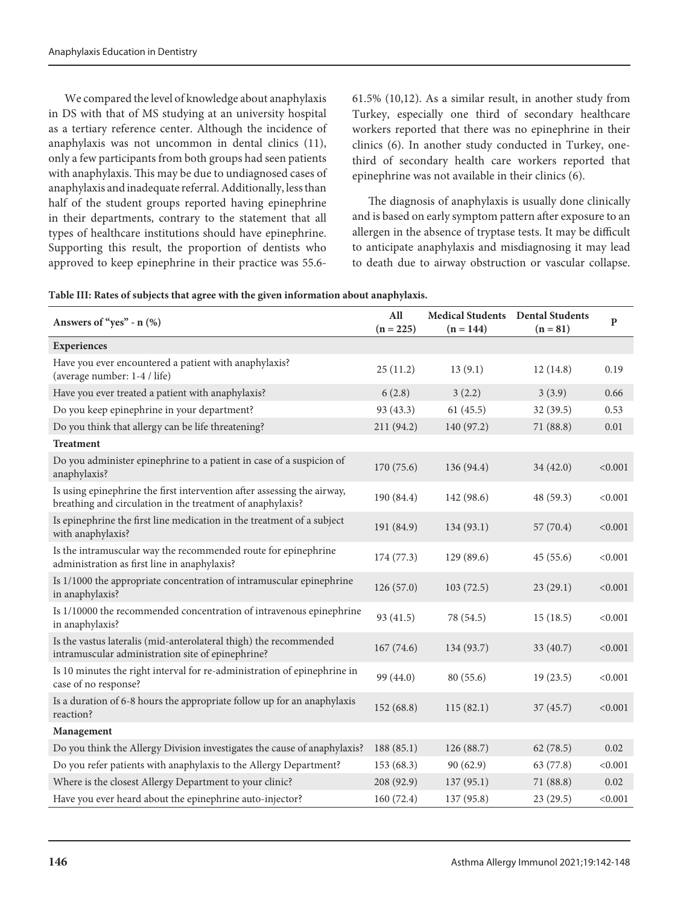We compared the level of knowledge about anaphylaxis in DS with that of MS studying at an university hospital as a tertiary reference center. Although the incidence of anaphylaxis was not uncommon in dental clinics (11), only a few participants from both groups had seen patients with anaphylaxis. This may be due to undiagnosed cases of anaphylaxis and inadequate referral. Additionally, less than half of the student groups reported having epinephrine in their departments, contrary to the statement that all types of healthcare institutions should have epinephrine. Supporting this result, the proportion of dentists who approved to keep epinephrine in their practice was 55.6-61.5% (10,12). As a similar result, in another study from Turkey, especially one third of secondary healthcare workers reported that there was no epinephrine in their clinics (6). In another study conducted in Turkey, one-third of secondary health care workers reported that epinephrine was not available in their clinics (6).

The diagnosis of anaphylaxis is usually done clinically and is based on early symptom pattern after exposure to an allergen in the absence of tryptase tests. It may be difficult to anticipate anaphylaxis and misdiagnosing it may lead to death due to airway obstruction or vascular collapse.

**Table III: Rates of subjects that agree with the given information about anaphylaxis.**

| Answers of "yes" - n (%) | All (n = 225) | Medical Students (n = 144) | Dental Students (n = 81) | P |
|---|---|---|---|---|
| **Experiences** | | | | |
| Have you ever encountered a patient with anaphylaxis? (average number: 1-4 / life) | 25 (11.2) | 13 (9.1) | 12 (14.8) | 0.19 |
| Have you ever treated a patient with anaphylaxis? | 6 (2.8) | 3 (2.2) | 3 (3.9) | 0.66 |
| Do you keep epinephrine in your department? | 93 (43.3) | 61 (45.5) | 32 (39.5) | 0.53 |
| Do you think that allergy can be life threatening? | 211 (94.2) | 140 (97.2) | 71 (88.8) | 0.01 |
| **Treatment** | | | | |
| Do you administer epinephrine to a patient in case of a suspicion of anaphylaxis? | 170 (75.6) | 136 (94.4) | 34 (42.0) | <0.001 |
| Is using epinephrine the first intervention after assessing the airway, breathing and circulation in the treatment of anaphylaxis? | 190 (84.4) | 142 (98.6) | 48 (59.3) | <0.001 |
| Is epinephrine the first line medication in the treatment of a subject with anaphylaxis? | 191 (84.9) | 134 (93.1) | 57 (70.4) | <0.001 |
| Is the intramuscular way the recommended route for epinephrine administration as first line in anaphylaxis? | 174 (77.3) | 129 (89.6) | 45 (55.6) | <0.001 |
| Is 1/1000 the appropriate concentration of intramuscular epinephrine in anaphylaxis? | 126 (57.0) | 103 (72.5) | 23 (29.1) | <0.001 |
| Is 1/10000 the recommended concentration of intravenous epinephrine in anaphylaxis? | 93 (41.5) | 78 (54.5) | 15 (18.5) | <0.001 |
| Is the vastus lateralis (mid-anterolateral thigh) the recommended intramuscular administration site of epinephrine? | 167 (74.6) | 134 (93.7) | 33 (40.7) | <0.001 |
| Is 10 minutes the right interval for re-administration of epinephrine in case of no response? | 99 (44.0) | 80 (55.6) | 19 (23.5) | <0.001 |
| Is a duration of 6-8 hours the appropriate follow up for an anaphylaxis reaction? | 152 (68.8) | 115 (82.1) | 37 (45.7) | <0.001 |
| **Management** | | | | |
| Do you think the Allergy Division investigates the cause of anaphylaxis? | 188 (85.1) | 126 (88.7) | 62 (78.5) | 0.02 |
| Do you refer patients with anaphylaxis to the Allergy Department? | 153 (68.3) | 90 (62.9) | 63 (77.8) | <0.001 |
| Where is the closest Allergy Department to your clinic? | 208 (92.9) | 137 (95.1) | 71 (88.8) | 0.02 |
| Have you ever heard about the epinephrine auto-injector? | 160 (72.4) | 137 (95.8) | 23 (29.5) | <0.001 |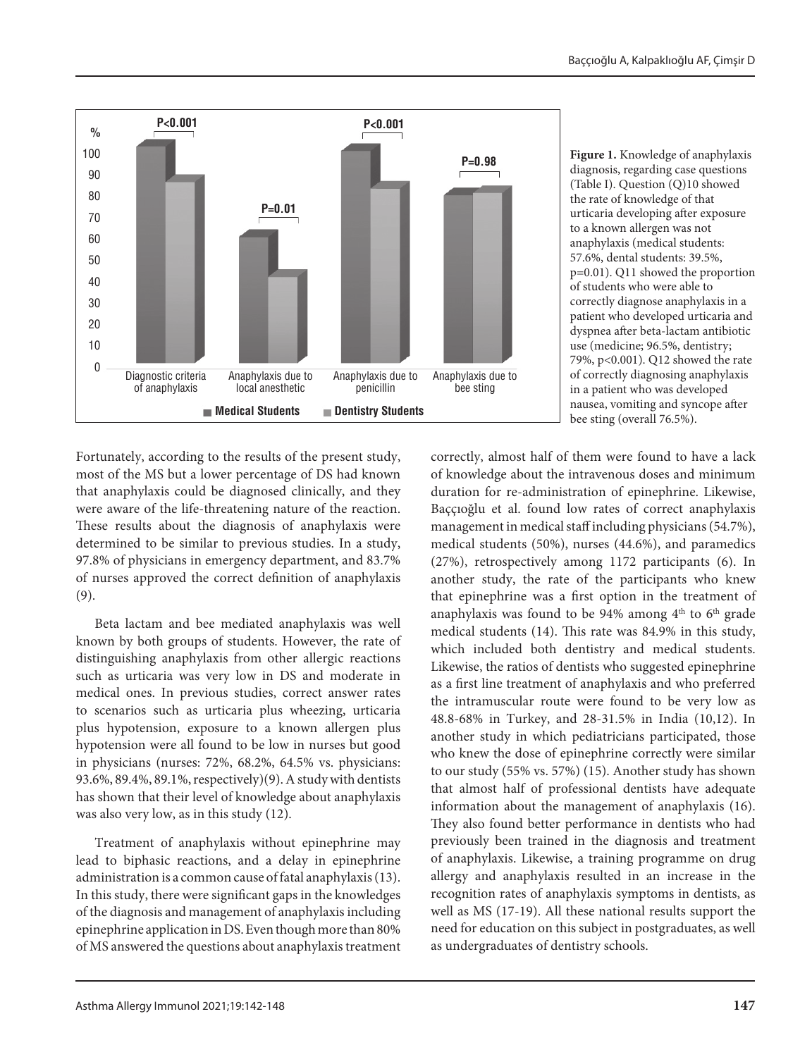**Figure 1.** Knowledge of anaphylaxis diagnosis, regarding case questions (Table I). Question (Q)10 showed the rate of knowledge of that urticaria developing after exposure to a known allergen was not anaphylaxis (medical students: 57.6%, dental students: 39.5%, p=0.01). Q11 showed the proportion of students who were able to correctly diagnose anaphylaxis in a patient who developed urticaria and dyspnea after beta-lactam antibiotic use (medicine; 96.5%, dentistry; 79%, p<0.001). Q12 showed the rate of correctly diagnosing anaphylaxis in a patient who was developed nausea, vomiting and syncope after bee sting (overall 76.5%).

Fortunately, according to the results of the present study, most of the MS but a lower percentage of DS had known that anaphylaxis could be diagnosed clinically, and they were aware of the life-threatening nature of the reaction. These results about the diagnosis of anaphylaxis were determined to be similar to previous studies. In a study, 97.8% of physicians in emergency department, and 83.7% of nurses approved the correct definition of anaphylaxis (9).

Beta lactam and bee mediated anaphylaxis was well known by both groups of students. However, the rate of distinguishing anaphylaxis from other allergic reactions such as urticaria was very low in DS and moderate in medical ones. In previous studies, correct answer rates to scenarios such as urticaria plus wheezing, urticaria plus hypotension, exposure to a known allergen plus hypotension were all found to be low in nurses but good in physicians (nurses: 72%, 68.2%, 64.5% vs. physicians: 93.6%, 89.4%, 89.1%, respectively)(9). A study with dentists has shown that their level of knowledge about anaphylaxis was also very low, as in this study (12).

Treatment of anaphylaxis without epinephrine may lead to biphasic reactions, and a delay in epinephrine administration is a common cause of fatal anaphylaxis (13). In this study, there were significant gaps in the knowledges of the diagnosis and management of anaphylaxis including epinephrine application in DS. Even though more than 80% of MS answered the questions about anaphylaxis treatment correctly, almost half of them were found to have a lack of knowledge about the intravenous doses and minimum duration for re-administration of epinephrine. Likewise, Baççıoğlu et al. found low rates of correct anaphylaxis management in medical staff including physicians (54.7%), medical students (50%), nurses (44.6%), and paramedics (27%), retrospectively among 1172 participants (6). In another study, the rate of the participants who knew that epinephrine was a first option in the treatment of anaphylaxis was found to be 94% among 4th to 6th grade medical students (14). This rate was 84.9% in this study, which included both dentistry and medical students. Likewise, the ratios of dentists who suggested epinephrine as a first line treatment of anaphylaxis and who preferred the intramuscular route were found to be very low as 48.8-68% in Turkey, and 28-31.5% in India (10,12). In another study in which pediatricians participated, those who knew the dose of epinephrine correctly were similar to our study (55% vs. 57%) (15). Another study has shown that almost half of professional dentists have adequate information about the management of anaphylaxis (16). They also found better performance in dentists who had previously been trained in the diagnosis and treatment of anaphylaxis. Likewise, a training programme on drug allergy and anaphylaxis resulted in an increase in the recognition rates of anaphylaxis symptoms in dentists, as well as MS (17-19). All these national results support the need for education on this subject in postgraduates, as well as undergraduates of dentistry schools.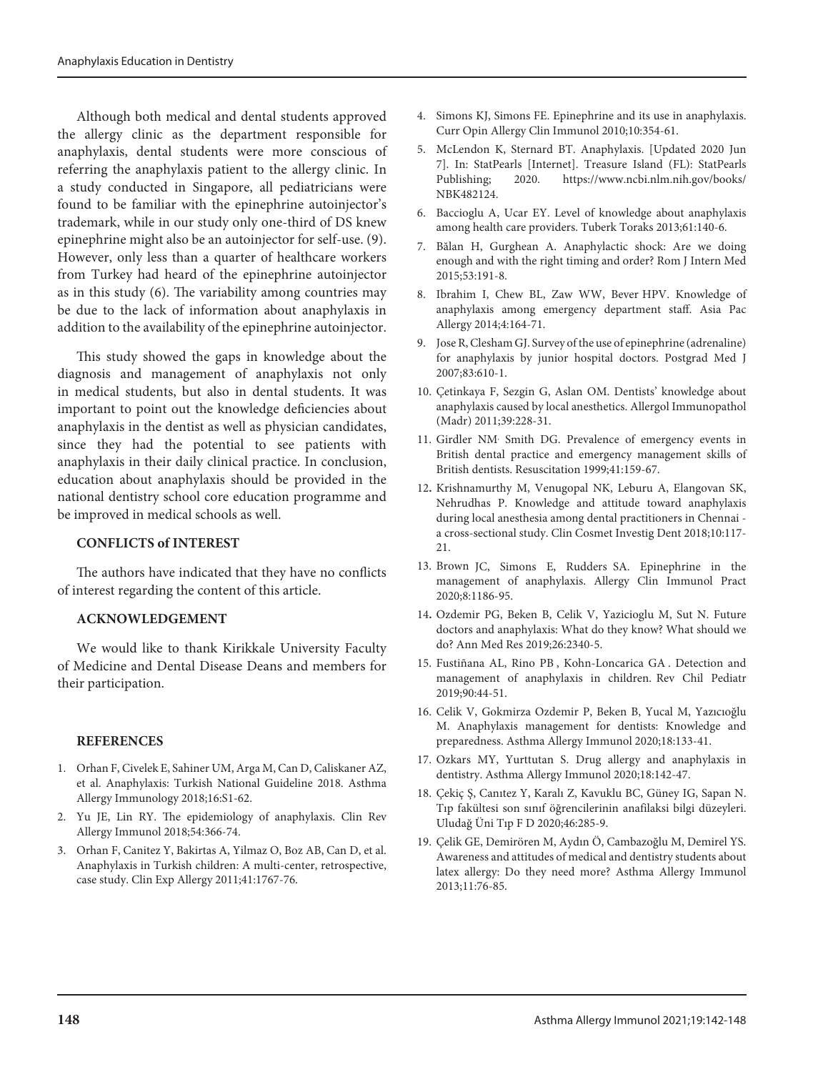Although both medical and dental students approved the allergy clinic as the department responsible for anaphylaxis, dental students were more conscious of referring the anaphylaxis patient to the allergy clinic. In a study conducted in Singapore, all pediatricians were found to be familiar with the epinephrine autoinjector's trademark, while in our study only one-third of DS knew epinephrine might also be an autoinjector for self-use. (9). However, only less than a quarter of healthcare workers from Turkey had heard of the epinephrine autoinjector as in this study (6). The variability among countries may be due to the lack of information about anaphylaxis in addition to the availability of the epinephrine autoinjector.

This study showed the gaps in knowledge about the diagnosis and management of anaphylaxis not only in medical students, but also in dental students. It was important to point out the knowledge deficiencies about anaphylaxis in the dentist as well as physician candidates, since they had the potential to see patients with anaphylaxis in their daily clinical practice. In conclusion, education about anaphylaxis should be provided in the national dentistry school core education programme and be improved in medical schools as well.

### CONFLICTS of INTEREST

The authors have indicated that they have no conflicts of interest regarding the content of this article.

### ACKNOWLEDGEMENT

We would like to thank Kirikkale University Faculty of Medicine and Dental Disease Deans and members for their participation.

### REFERENCES

1. Orhan F, Civelek E, Sahiner UM, Arga M, Can D, Caliskaner AZ, et al. Anaphylaxis: Turkish National Guideline 2018. Asthma Allergy Immunology 2018;16:S1-62.
2. Yu JE, Lin RY. The epidemiology of anaphylaxis. Clin Rev Allergy Immunol 2018;54:366-74.
3. Orhan F, Canitez Y, Bakirtas A, Yilmaz O, Boz AB, Can D, et al. Anaphylaxis in Turkish children: A multi-center, retrospective, case study. Clin Exp Allergy 2011;41:1767-76.
4. Simons KJ, Simons FE. Epinephrine and its use in anaphylaxis. Curr Opin Allergy Clin Immunol 2010;10:354-61.
5. McLendon K, Sternard BT. Anaphylaxis. [Updated 2020 Jun 7]. In: StatPearls [Internet]. Treasure Island (FL): StatPearls Publishing; 2020. https://www.ncbi.nlm.nih.gov/books/NBK482124.
6. Baccioglu A, Ucar EY. Level of knowledge about anaphylaxis among health care providers. Tuberk Toraks 2013;61:140-6.
7. Bălan H, Gurghean A. Anaphylactic shock: Are we doing enough and with the right timing and order? Rom J Intern Med 2015;53:191-8.
8. Ibrahim I, Chew BL, Zaw WW, Bever HPV. Knowledge of anaphylaxis among emergency department staff. Asia Pac Allergy 2014;4:164-71.
9. Jose R, Clesham GJ. Survey of the use of epinephrine (adrenaline) for anaphylaxis by junior hospital doctors. Postgrad Med J 2007;83:610-1.
10. Çetinkaya F, Sezgin G, Aslan OM. Dentists' knowledge about anaphylaxis caused by local anesthetics. Allergol Immunopathol (Madr) 2011;39:228-31.
11. Girdler NM· Smith DG. Prevalence of emergency events in British dental practice and emergency management skills of British dentists. Resuscitation 1999;41:159-67.
12. Krishnamurthy M, Venugopal NK, Leburu A, Elangovan SK, Nehrudhas P. Knowledge and attitude toward anaphylaxis during local anesthesia among dental practitioners in Chennai - a cross-sectional study. Clin Cosmet Investig Dent 2018;10:117-21.
13. Brown JC, Simons E, Rudders SA. Epinephrine in the management of anaphylaxis. Allergy Clin Immunol Pract 2020;8:1186-95.
14. Ozdemir PG, Beken B, Celik V, Yazicioglu M, Sut N. Future doctors and anaphylaxis: What do they know? What should we do? Ann Med Res 2019;26:2340-5.
15. Fustiñana AL, Rino PB , Kohn-Loncarica GA . Detection and management of anaphylaxis in children. Rev Chil Pediatr 2019;90:44-51.
16. Celik V, Gokmirza Ozdemir P, Beken B, Yucal M, Yazıcıoğlu M. Anaphylaxis management for dentists: Knowledge and preparedness. Asthma Allergy Immunol 2020;18:133-41.
17. Ozkars MY, Yurttutan S. Drug allergy and anaphylaxis in dentistry. Asthma Allergy Immunol 2020;18:142-47.
18. Çekiç Ş, Canıtez Y, Karalı Z, Kavuklu BC, Güney IG, Sapan N. Tıp fakültesi son sınıf öğrencilerinin anafilaksi bilgi düzeyleri. Uludağ Üni Tıp F D 2020;46:285-9.
19. Çelik GE, Demirören M, Aydın Ö, Cambazoğlu M, Demirel YS. Awareness and attitudes of medical and dentistry students about latex allergy: Do they need more? Asthma Allergy Immunol 2013;11:76-85.